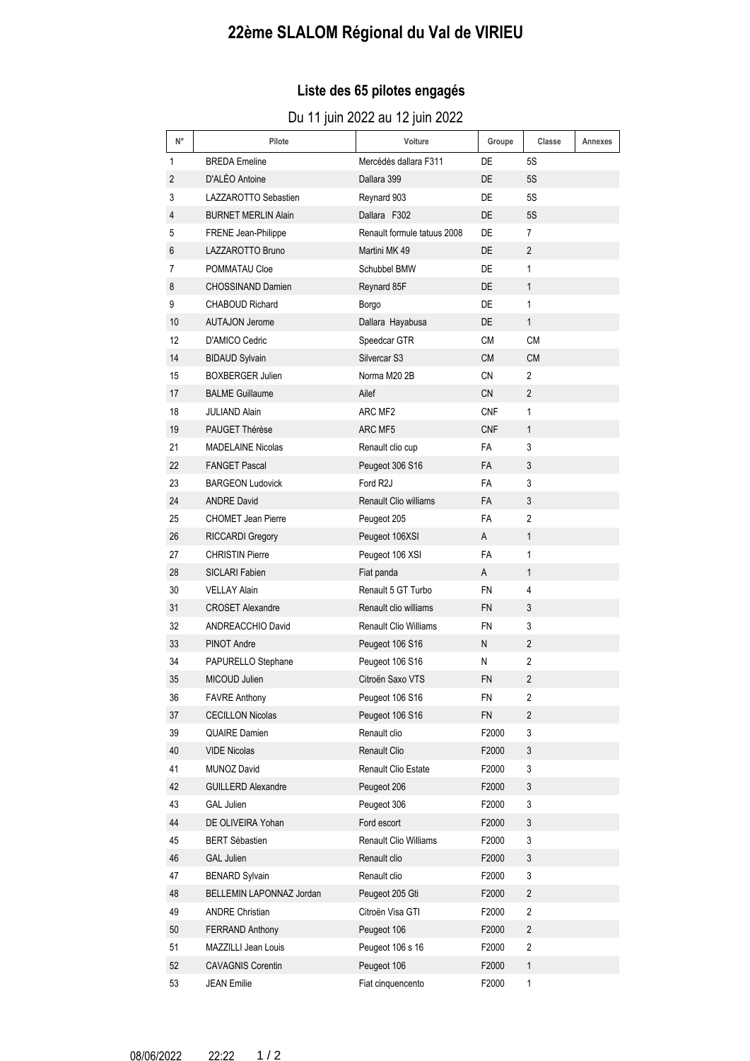# 22ème SLALOM Régional du Val de VIRIEU

## Liste des 65 pilotes engagés

Du 11 juin 2022 au 12 juin 2022

| N° | Pilote | Voiture | Groupe | Classe | Annexes |
|---|---|---|---|---|---|
| 1 | BREDA Emeline | Mercédès dallara F311 | DE | 5S | |
| 2 | D'ALÉO Antoine | Dallara 399 | DE | 5S | |
| 3 | LAZZAROTTO Sebastien | Reynard 903 | DE | 5S | |
| 4 | BURNET MERLIN Alain | Dallara F302 | DE | 5S | |
| 5 | FRENE Jean-Philippe | Renault formule tatuus 2008 | DE | 7 | |
| 6 | LAZZAROTTO Bruno | Martini MK 49 | DE | 2 | |
| 7 | POMMATAU Cloe | Schubbel BMW | DE | 1 | |
| 8 | CHOSSINAND Damien | Reynard 85F | DE | 1 | |
| 9 | CHABOUD Richard | Borgo | DE | 1 | |
| 10 | AUTAJON Jerome | Dallara Hayabusa | DE | 1 | |
| 12 | D'AMICO Cedric | Speedcar GTR | CM | CM | |
| 14 | BIDAUD Sylvain | Silvercar S3 | CM | CM | |
| 15 | BOXBERGER Julien | Norma M20 2B | CN | 2 | |
| 17 | BALME Guillaume | Ailef | CN | 2 | |
| 18 | JULIAND Alain | ARC MF2 | CNF | 1 | |
| 19 | PAUGET Thérèse | ARC MF5 | CNF | 1 | |
| 21 | MADELAINE Nicolas | Renault clio cup | FA | 3 | |
| 22 | FANGET Pascal | Peugeot 306 S16 | FA | 3 | |
| 23 | BARGEON Ludovick | Ford R2J | FA | 3 | |
| 24 | ANDRE David | Renault Clio williams | FA | 3 | |
| 25 | CHOMET Jean Pierre | Peugeot 205 | FA | 2 | |
| 26 | RICCARDI Gregory | Peugeot 106XSI | A | 1 | |
| 27 | CHRISTIN Pierre | Peugeot 106 XSI | FA | 1 | |
| 28 | SICLARI Fabien | Fiat panda | A | 1 | |
| 30 | VELLAY Alain | Renault 5 GT Turbo | FN | 4 | |
| 31 | CROSET Alexandre | Renault clio williams | FN | 3 | |
| 32 | ANDREACCHIO David | Renault Clio Williams | FN | 3 | |
| 33 | PINOT Andre | Peugeot 106 S16 | N | 2 | |
| 34 | PAPURELLO Stephane | Peugeot 106 S16 | N | 2 | |
| 35 | MICOUD Julien | Citroën Saxo VTS | FN | 2 | |
| 36 | FAVRE Anthony | Peugeot 106 S16 | FN | 2 | |
| 37 | CECILLON Nicolas | Peugeot 106 S16 | FN | 2 | |
| 39 | QUAIRE Damien | Renault clio | F2000 | 3 | |
| 40 | VIDE Nicolas | Renault Clio | F2000 | 3 | |
| 41 | MUNOZ David | Renault Clio Estate | F2000 | 3 | |
| 42 | GUILLERD Alexandre | Peugeot 206 | F2000 | 3 | |
| 43 | GAL Julien | Peugeot 306 | F2000 | 3 | |
| 44 | DE OLIVEIRA Yohan | Ford escort | F2000 | 3 | |
| 45 | BERT Sébastien | Renault Clio Williams | F2000 | 3 | |
| 46 | GAL Julien | Renault clio | F2000 | 3 | |
| 47 | BENARD Sylvain | Renault clio | F2000 | 3 | |
| 48 | BELLEMIN LAPONNAZ Jordan | Peugeot 205 Gti | F2000 | 2 | |
| 49 | ANDRE Christian | Citroën Visa GTI | F2000 | 2 | |
| 50 | FERRAND Anthony | Peugeot 106 | F2000 | 2 | |
| 51 | MAZZILLI Jean Louis | Peugeot 106 s 16 | F2000 | 2 | |
| 52 | CAVAGNIS Corentin | Peugeot 106 | F2000 | 1 | |
| 53 | JEAN Emilie | Fiat cinquencento | F2000 | 1 | |

08/06/2022 22:22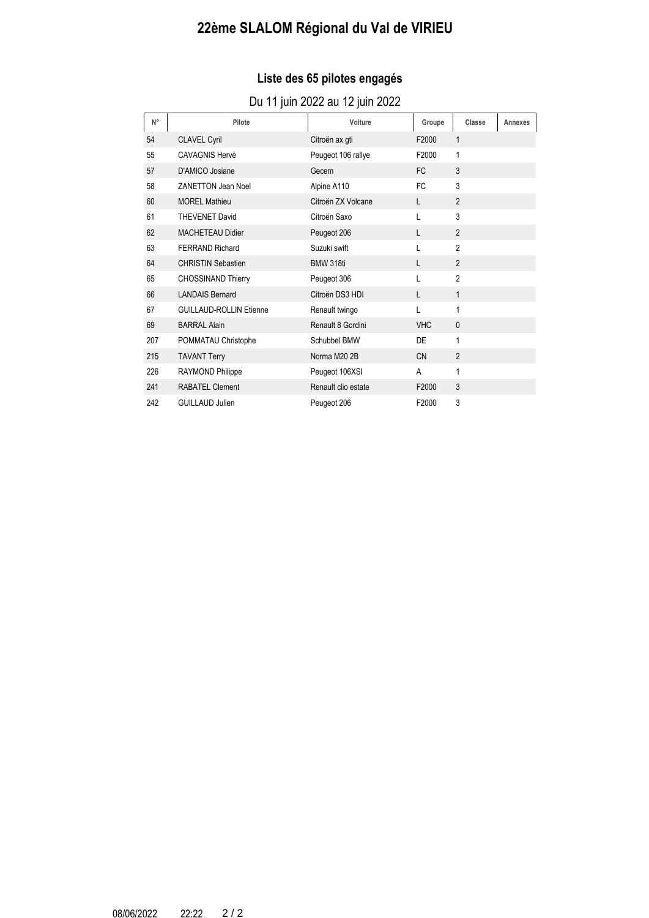# 22ème SLALOM Régional du Val de VIRIEU

## Liste des 65 pilotes engagés

Du 11 juin 2022 au 12 juin 2022

| N° | Pilote | Voiture | Groupe | Classe | Annexes |
|---|---|---|---|---|---|
| 54 | CLAVEL Cyril | Citroën ax gti | F2000 | 1 | |
| 55 | CAVAGNIS Hervé | Peugeot 106 rallye | F2000 | 1 | |
| 57 | D'AMICO Josiane | Gecem | FC | 3 | |
| 58 | ZANETTON Jean Noel | Alpine A110 | FC | 3 | |
| 60 | MOREL Mathieu | Citroën ZX Volcane | L | 2 | |
| 61 | THEVENET David | Citroën Saxo | L | 3 | |
| 62 | MACHETEAU Didier | Peugeot 206 | L | 2 | |
| 63 | FERRAND Richard | Suzuki swift | L | 2 | |
| 64 | CHRISTIN Sebastien | BMW 318ti | L | 2 | |
| 65 | CHOSSINAND Thierry | Peugeot 306 | L | 2 | |
| 66 | LANDAIS Bernard | Citroën DS3 HDI | L | 1 | |
| 67 | GUILLAUD-ROLLIN Etienne | Renault twingo | L | 1 | |
| 69 | BARRAL Alain | Renault 8 Gordini | VHC | 0 | |
| 207 | POMMATAU Christophe | Schubbel BMW | DE | 1 | |
| 215 | TAVANT Terry | Norma M20 2B | CN | 2 | |
| 226 | RAYMOND Philippe | Peugeot 106XSI | A | 1 | |
| 241 | RABATEL Clement | Renault clio estate | F2000 | 3 | |
| 242 | GUILLAUD Julien | Peugeot 206 | F2000 | 3 | |

08/06/2022 22:22